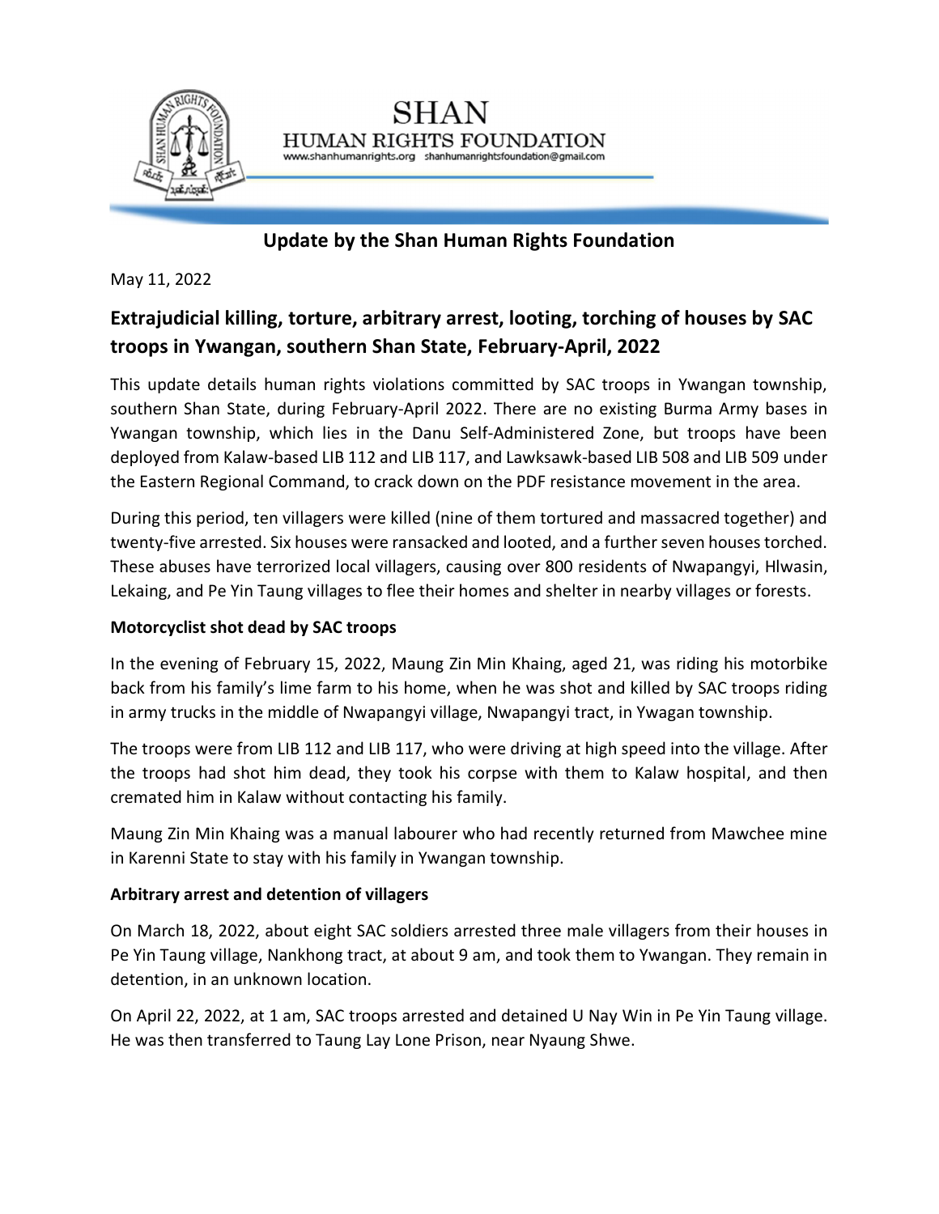SHAN
HUMAN RIGHTS FOUNDATION
www.shanhumanrights.org shanhumanrightsfoundation@gmail.com

## Update by the Shan Human Rights Foundation

May 11, 2022

# Extrajudicial killing, torture, arbitrary arrest, looting, torching of houses by SAC troops in Ywangan, southern Shan State, February-April, 2022

This update details human rights violations committed by SAC troops in Ywangan township, southern Shan State, during February-April 2022. There are no existing Burma Army bases in Ywangan township, which lies in the Danu Self-Administered Zone, but troops have been deployed from Kalaw-based LIB 112 and LIB 117, and Lawksawk-based LIB 508 and LIB 509 under the Eastern Regional Command, to crack down on the PDF resistance movement in the area.

During this period, ten villagers were killed (nine of them tortured and massacred together) and twenty-five arrested. Six houses were ransacked and looted, and a further seven houses torched. These abuses have terrorized local villagers, causing over 800 residents of Nwapangyi, Hlwasin, Lekaing, and Pe Yin Taung villages to flee their homes and shelter in nearby villages or forests.

### Motorcyclist shot dead by SAC troops

In the evening of February 15, 2022, Maung Zin Min Khaing, aged 21, was riding his motorbike back from his family's lime farm to his home, when he was shot and killed by SAC troops riding in army trucks in the middle of Nwapangyi village, Nwapangyi tract, in Ywagan township.

The troops were from LIB 112 and LIB 117, who were driving at high speed into the village. After the troops had shot him dead, they took his corpse with them to Kalaw hospital, and then cremated him in Kalaw without contacting his family.

Maung Zin Min Khaing was a manual labourer who had recently returned from Mawchee mine in Karenni State to stay with his family in Ywangan township.

### Arbitrary arrest and detention of villagers

On March 18, 2022, about eight SAC soldiers arrested three male villagers from their houses in Pe Yin Taung village, Nankhong tract, at about 9 am, and took them to Ywangan. They remain in detention, in an unknown location.

On April 22, 2022, at 1 am, SAC troops arrested and detained U Nay Win in Pe Yin Taung village. He was then transferred to Taung Lay Lone Prison, near Nyaung Shwe.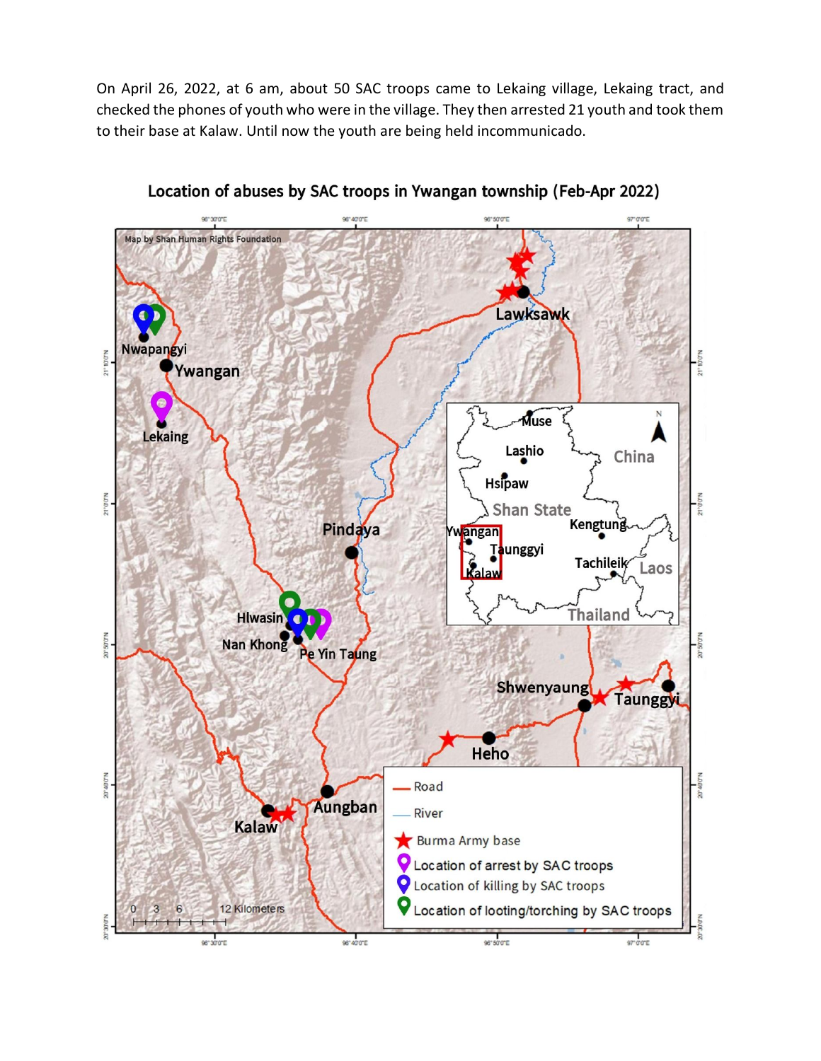On April 26, 2022, at 6 am, about 50 SAC troops came to Lekaing village, Lekaing tract, and checked the phones of youth who were in the village. They then arrested 21 youth and took them to their base at Kalaw. Until now the youth are being held incommunicado.

**Location of abuses by SAC troops in Ywangan township (Feb-Apr 2022)**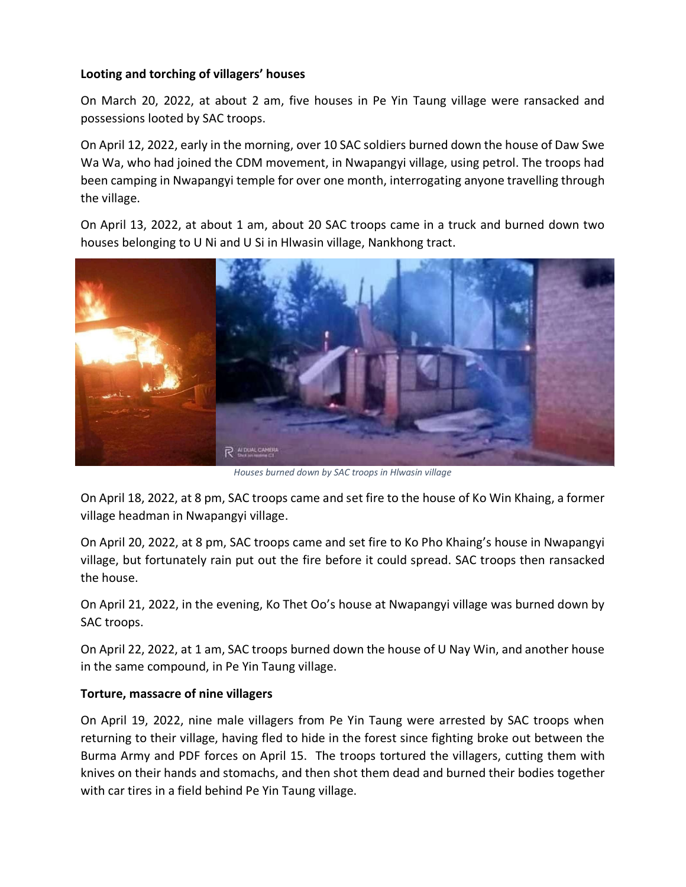**Looting and torching of villagers' houses**

On March 20, 2022, at about 2 am, five houses in Pe Yin Taung village were ransacked and possessions looted by SAC troops.

On April 12, 2022, early in the morning, over 10 SAC soldiers burned down the house of Daw Swe Wa Wa, who had joined the CDM movement, in Nwapangyi village, using petrol. The troops had been camping in Nwapangyi temple for over one month, interrogating anyone travelling through the village.

On April 13, 2022, at about 1 am, about 20 SAC troops came in a truck and burned down two houses belonging to U Ni and U Si in Hlwasin village, Nankhong tract.

*Houses burned down by SAC troops in Hlwasin village*

On April 18, 2022, at 8 pm, SAC troops came and set fire to the house of Ko Win Khaing, a former village headman in Nwapangyi village.

On April 20, 2022, at 8 pm, SAC troops came and set fire to Ko Pho Khaing's house in Nwapangyi village, but fortunately rain put out the fire before it could spread. SAC troops then ransacked the house.

On April 21, 2022, in the evening, Ko Thet Oo's house at Nwapangyi village was burned down by SAC troops.

On April 22, 2022, at 1 am, SAC troops burned down the house of U Nay Win, and another house in the same compound, in Pe Yin Taung village.

**Torture, massacre of nine villagers**

On April 19, 2022, nine male villagers from Pe Yin Taung were arrested by SAC troops when returning to their village, having fled to hide in the forest since fighting broke out between the Burma Army and PDF forces on April 15. The troops tortured the villagers, cutting them with knives on their hands and stomachs, and then shot them dead and burned their bodies together with car tires in a field behind Pe Yin Taung village.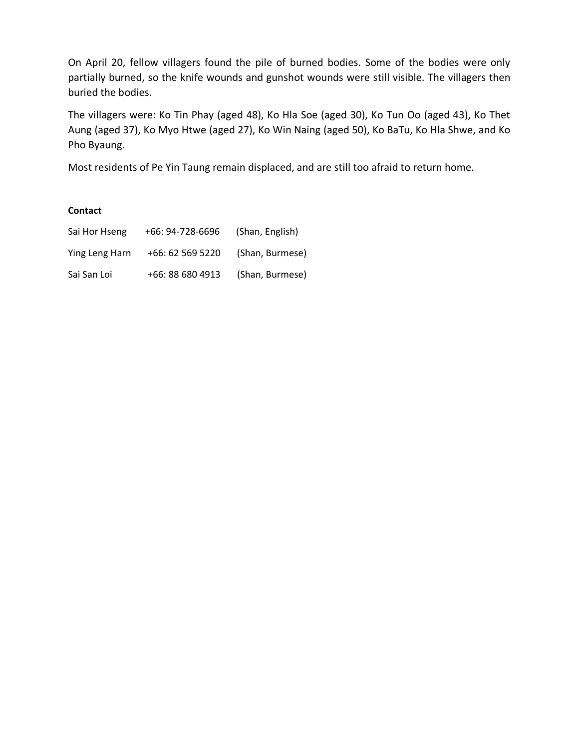On April 20, fellow villagers found the pile of burned bodies. Some of the bodies were only partially burned, so the knife wounds and gunshot wounds were still visible. The villagers then buried the bodies.

The villagers were: Ko Tin Phay (aged 48), Ko Hla Soe (aged 30), Ko Tun Oo (aged 43), Ko Thet Aung (aged 37), Ko Myo Htwe (aged 27), Ko Win Naing (aged 50), Ko BaTu, Ko Hla Shwe, and Ko Pho Byaung.

Most residents of Pe Yin Taung remain displaced, and are still too afraid to return home.

**Contact**

| | | |
|---|---|---|
| Sai Hor Hseng | +66: 94-728-6696 | (Shan, English) |
| Ying Leng Harn | +66: 62 569 5220 | (Shan, Burmese) |
| Sai San Loi | +66: 88 680 4913 | (Shan, Burmese) |